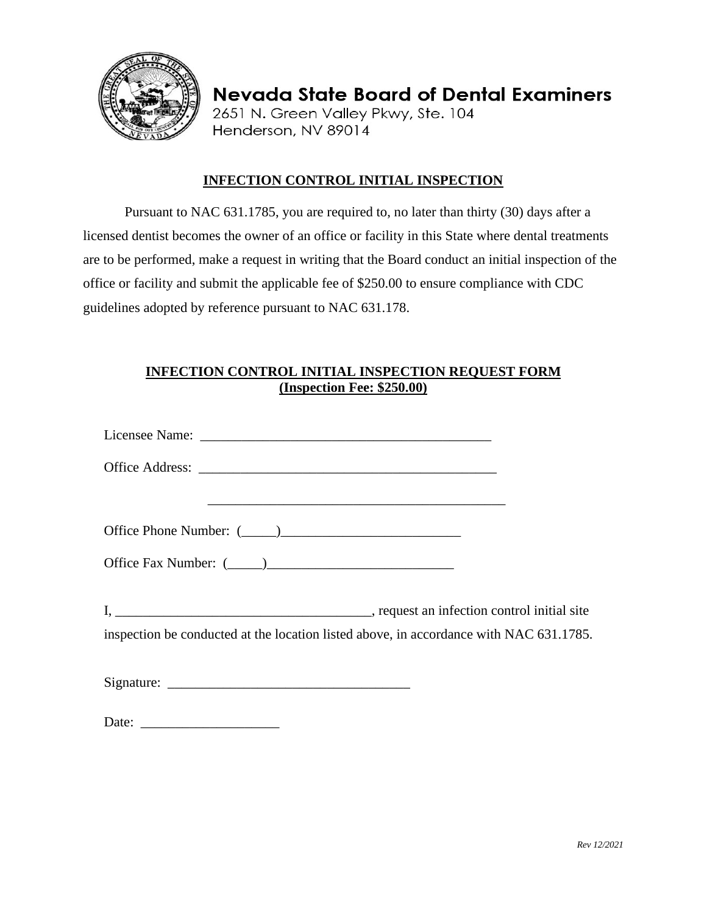**Nevada State Board of Dental Examiners**
2651 N. Green Valley Pkwy, Ste. 104
Henderson, NV 89014

## INFECTION CONTROL INITIAL INSPECTION

Pursuant to NAC 631.1785, you are required to, no later than thirty (30) days after a licensed dentist becomes the owner of an office or facility in this State where dental treatments are to be performed, make a request in writing that the Board conduct an initial inspection of the office or facility and submit the applicable fee of $250.00 to ensure compliance with CDC guidelines adopted by reference pursuant to NAC 631.178.

## INFECTION CONTROL INITIAL INSPECTION REQUEST FORM
**(Inspection Fee: $250.00)**

Licensee Name: ___________________________________________

Office Address: ____________________________________________

____________________________________________

Office Phone Number: (_____)__________________________

Office Fax Number: (_____)___________________________

I, _____________________________________, request an infection control initial site inspection be conducted at the location listed above, in accordance with NAC 631.1785.

Signature: ___________________________________

Date: ____________________

*Rev 12/2021*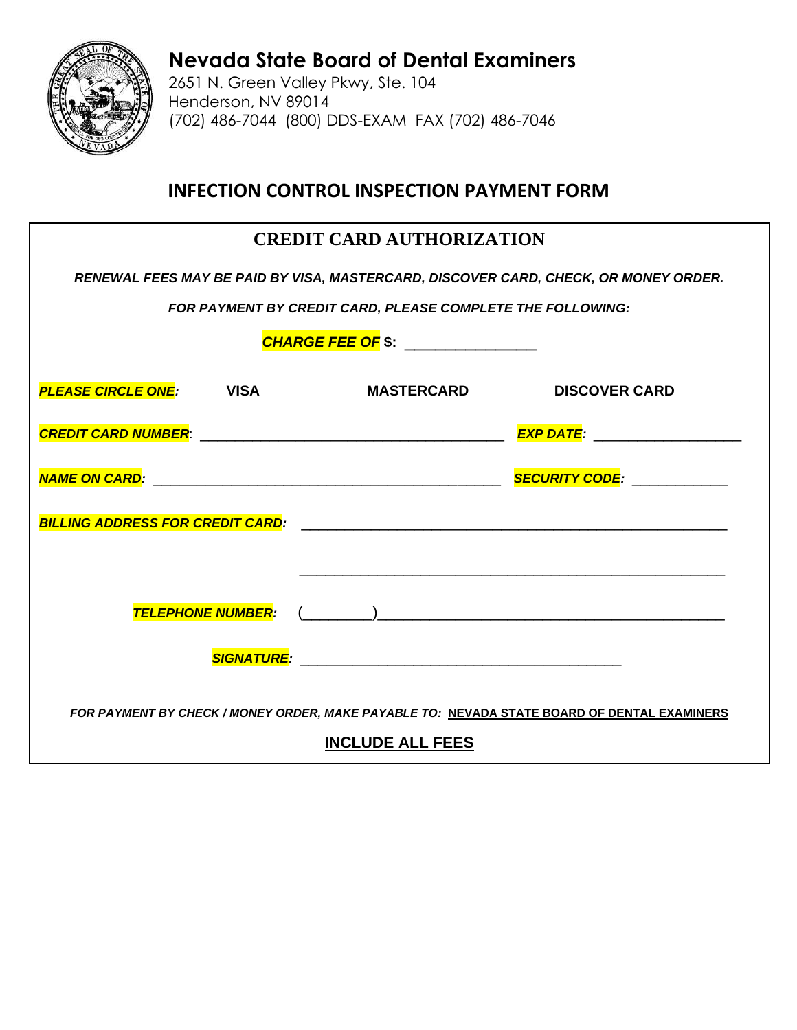# Nevada State Board of Dental Examiners

2651 N. Green Valley Pkwy, Ste. 104
Henderson, NV 89014
(702) 486-7044 (800) DDS-EXAM FAX (702) 486-7046

## INFECTION CONTROL INSPECTION PAYMENT FORM

### CREDIT CARD AUTHORIZATION

***RENEWAL FEES MAY BE PAID BY VISA, MASTERCARD, DISCOVER CARD, CHECK, OR MONEY ORDER.***

***FOR PAYMENT BY CREDIT CARD, PLEASE COMPLETE THE FOLLOWING:***

***CHARGE FEE OF* $:** ________________

***PLEASE CIRCLE ONE:*** **VISA** **MASTERCARD** **DISCOVER CARD**

***CREDIT CARD NUMBER***: ________________________________________ ***EXP DATE:*** ____________________

***NAME ON CARD:*** _______________________________________________ ***SECURITY CODE:*** ____________

***BILLING ADDRESS FOR CREDIT CARD:*** ________________________________________________________

________________________________________________________

***TELEPHONE NUMBER:*** (________)____________________________________________

***SIGNATURE:*** ___________________________________________

***FOR PAYMENT BY CHECK / MONEY ORDER, MAKE PAYABLE TO:*** **NEVADA STATE BOARD OF DENTAL EXAMINERS**

**INCLUDE ALL FEES**